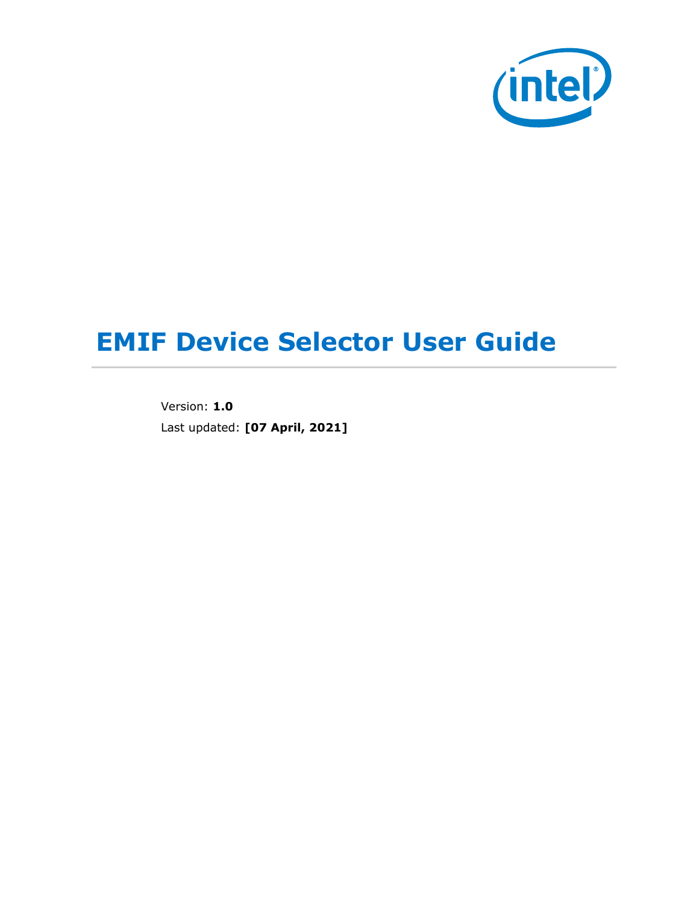# EMIF Device Selector User Guide

Version: **1.0**

Last updated: **[07 April, 2021]**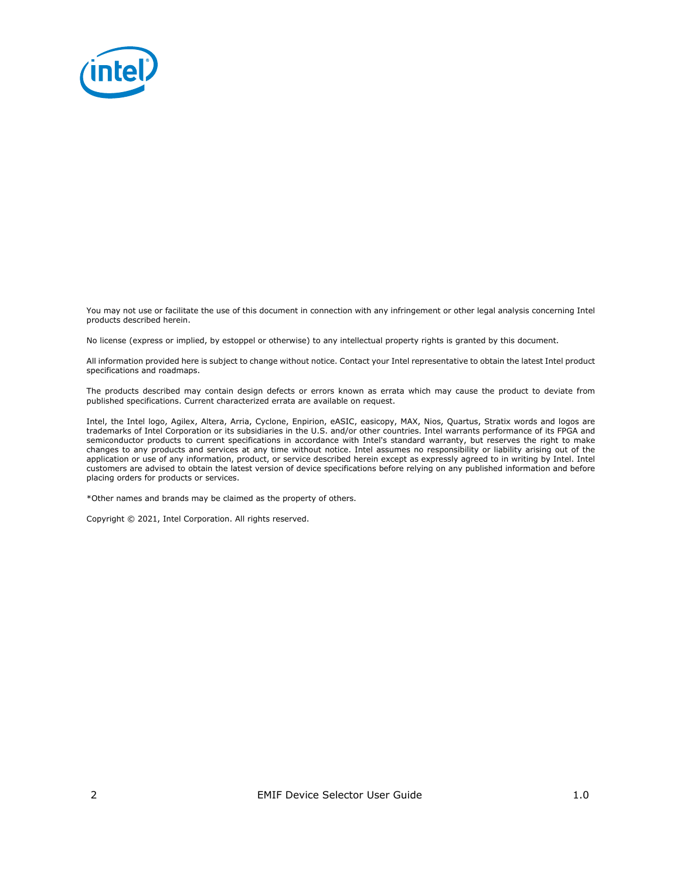You may not use or facilitate the use of this document in connection with any infringement or other legal analysis concerning Intel products described herein.

No license (express or implied, by estoppel or otherwise) to any intellectual property rights is granted by this document.

All information provided here is subject to change without notice. Contact your Intel representative to obtain the latest Intel product specifications and roadmaps.

The products described may contain design defects or errors known as errata which may cause the product to deviate from published specifications. Current characterized errata are available on request.

Intel, the Intel logo, Agilex, Altera, Arria, Cyclone, Enpirion, eASIC, easicopy, MAX, Nios, Quartus, Stratix words and logos are trademarks of Intel Corporation or its subsidiaries in the U.S. and/or other countries. Intel warrants performance of its FPGA and semiconductor products to current specifications in accordance with Intel's standard warranty, but reserves the right to make changes to any products and services at any time without notice. Intel assumes no responsibility or liability arising out of the application or use of any information, product, or service described herein except as expressly agreed to in writing by Intel. Intel customers are advised to obtain the latest version of device specifications before relying on any published information and before placing orders for products or services.

*Other names and brands may be claimed as the property of others.

Copyright © 2021, Intel Corporation. All rights reserved.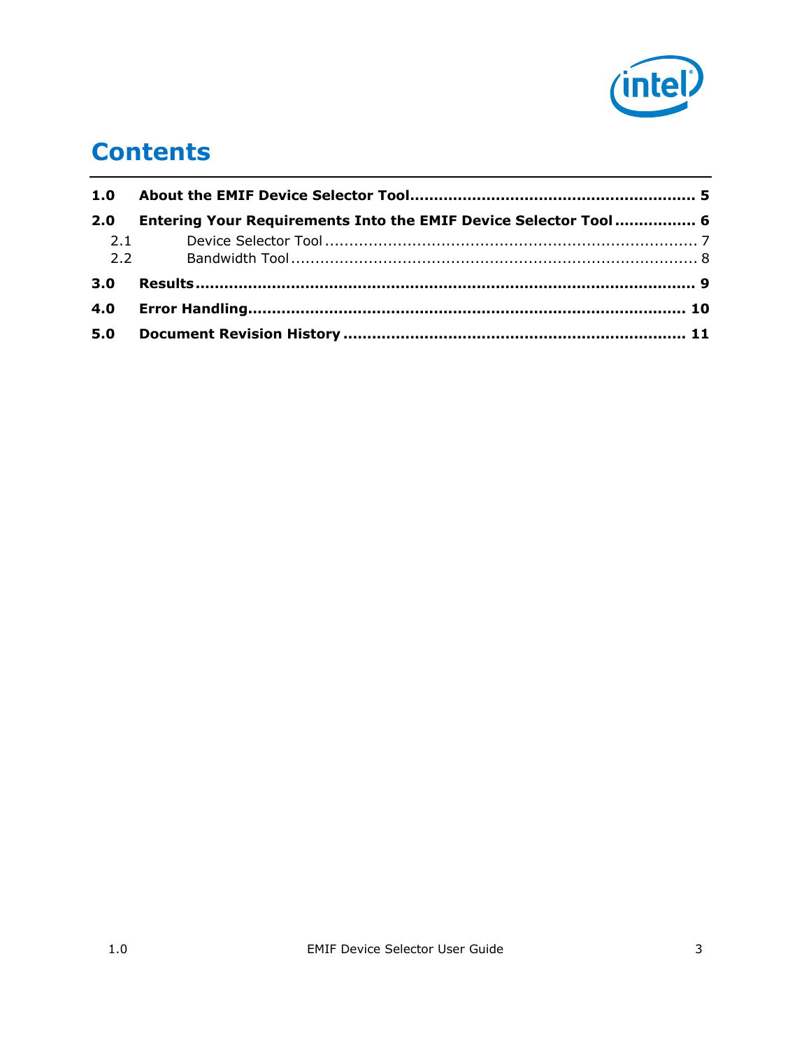# Contents

**1.0 About the EMIF Device Selector Tool** .......... **5**

**2.0 Entering Your Requirements Into the EMIF Device Selector Tool** .......... **6**

- 2.1 Device Selector Tool .......... 7
- 2.2 Bandwidth Tool .......... 8

**3.0 Results** .......... **9**

**4.0 Error Handling** .......... **10**

**5.0 Document Revision History** .......... **11**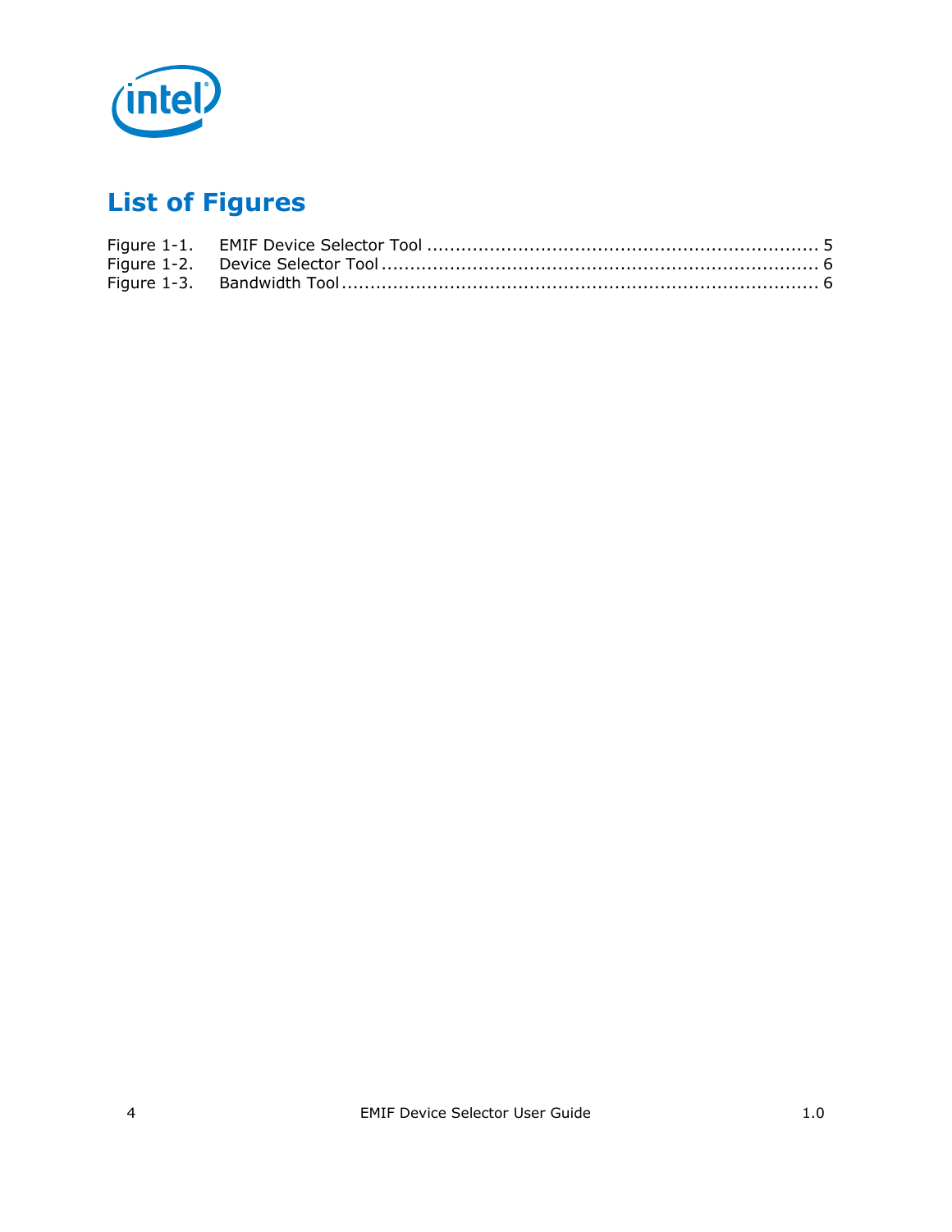# List of Figures

Figure 1-1. EMIF Device Selector Tool ..................................................................... 5
Figure 1-2. Device Selector Tool ............................................................................. 6
Figure 1-3. Bandwidth Tool ..................................................................................... 6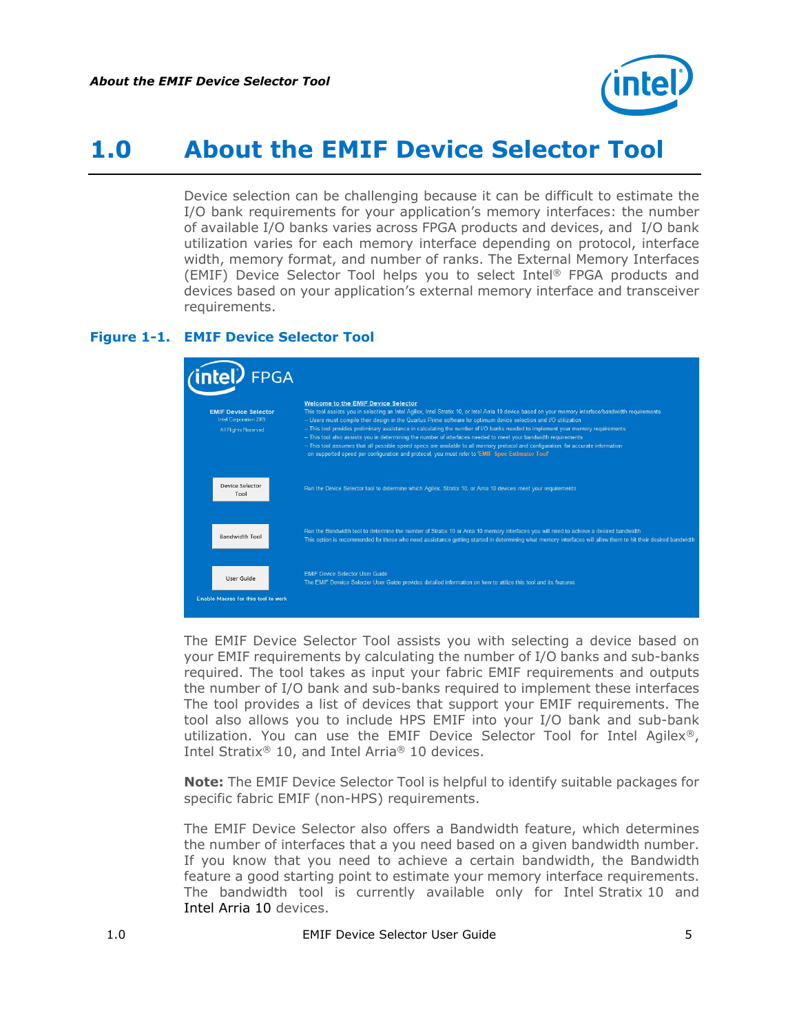# 1.0 About the EMIF Device Selector Tool

Device selection can be challenging because it can be difficult to estimate the I/O bank requirements for your application's memory interfaces: the number of available I/O banks varies across FPGA products and devices, and I/O bank utilization varies for each memory interface depending on protocol, interface width, memory format, and number of ranks. The External Memory Interfaces (EMIF) Device Selector Tool helps you to select Intel® FPGA products and devices based on your application's external memory interface and transceiver requirements.

**Figure 1-1. EMIF Device Selector Tool**

The EMIF Device Selector Tool assists you with selecting a device based on your EMIF requirements by calculating the number of I/O banks and sub-banks required. The tool takes as input your fabric EMIF requirements and outputs the number of I/O bank and sub-banks required to implement these interfaces The tool provides a list of devices that support your EMIF requirements. The tool also allows you to include HPS EMIF into your I/O bank and sub-bank utilization. You can use the EMIF Device Selector Tool for Intel Agilex®, Intel Stratix® 10, and Intel Arria® 10 devices.

**Note:** The EMIF Device Selector Tool is helpful to identify suitable packages for specific fabric EMIF (non-HPS) requirements.

The EMIF Device Selector also offers a Bandwidth feature, which determines the number of interfaces that a you need based on a given bandwidth number. If you know that you need to achieve a certain bandwidth, the Bandwidth feature a good starting point to estimate your memory interface requirements. The bandwidth tool is currently available only for Intel Stratix 10 and Intel Arria 10 devices.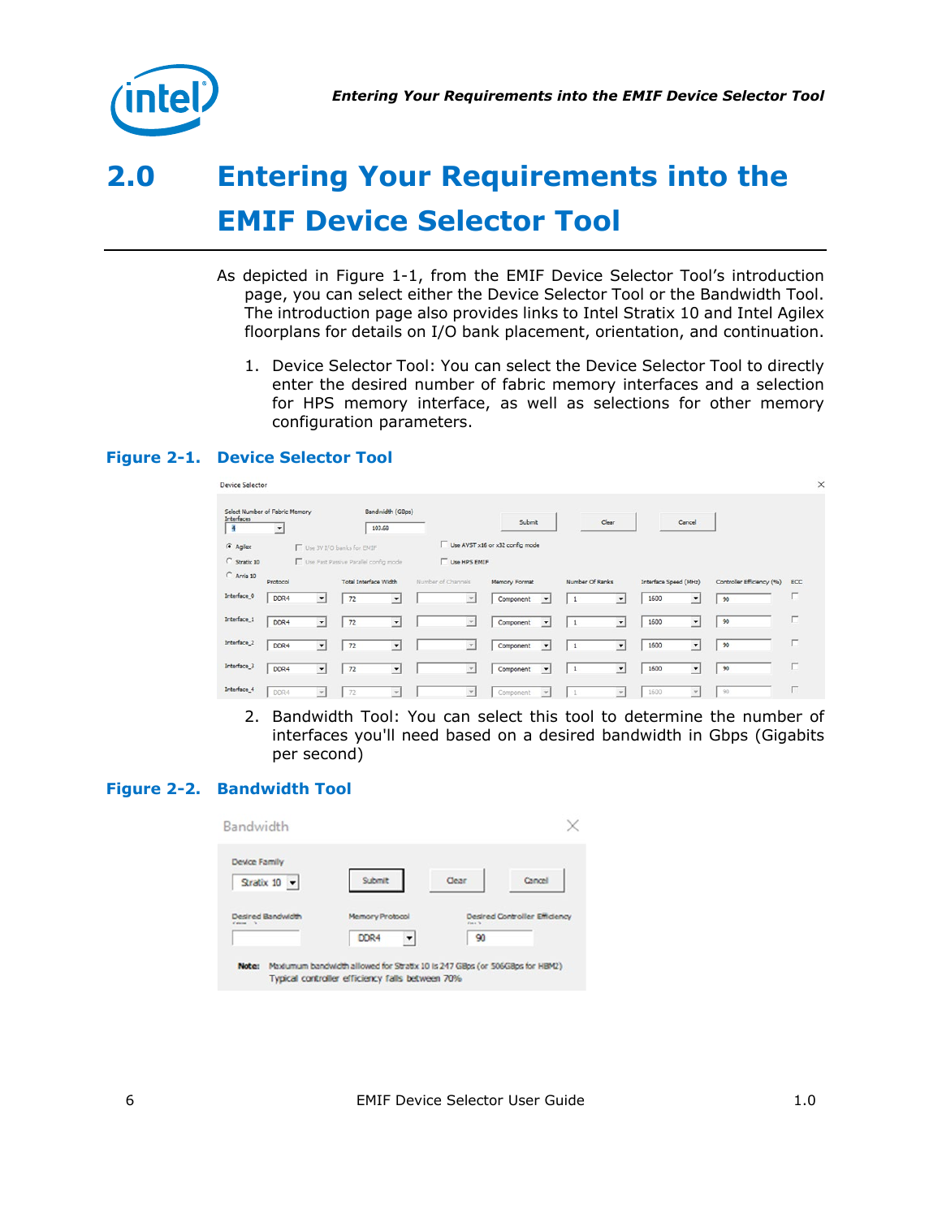# 2.0 Entering Your Requirements into the EMIF Device Selector Tool

As depicted in Figure 1-1, from the EMIF Device Selector Tool's introduction page, you can select either the Device Selector Tool or the Bandwidth Tool. The introduction page also provides links to Intel Stratix 10 and Intel Agilex floorplans for details on I/O bank placement, orientation, and continuation.

1. Device Selector Tool: You can select the Device Selector Tool to directly enter the desired number of fabric memory interfaces and a selection for HPS memory interface, as well as selections for other memory configuration parameters.

**Figure 2-1. Device Selector Tool**

2. Bandwidth Tool: You can select this tool to determine the number of interfaces you'll need based on a desired bandwidth in Gbps (Gigabits per second)

**Figure 2-2. Bandwidth Tool**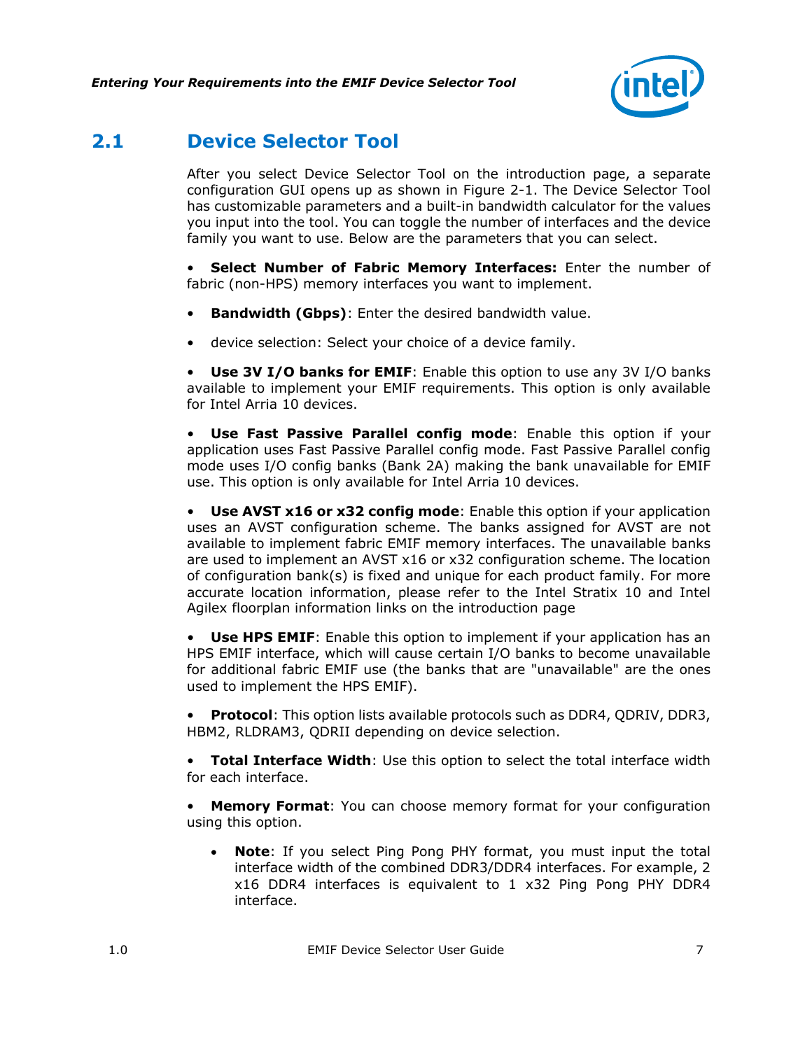## 2.1 Device Selector Tool

After you select Device Selector Tool on the introduction page, a separate configuration GUI opens up as shown in Figure 2-1. The Device Selector Tool has customizable parameters and a built-in bandwidth calculator for the values you input into the tool. You can toggle the number of interfaces and the device family you want to use. Below are the parameters that you can select.

- **Select Number of Fabric Memory Interfaces:** Enter the number of fabric (non-HPS) memory interfaces you want to implement.
- **Bandwidth (Gbps)**: Enter the desired bandwidth value.
- device selection: Select your choice of a device family.
- **Use 3V I/O banks for EMIF**: Enable this option to use any 3V I/O banks available to implement your EMIF requirements. This option is only available for Intel Arria 10 devices.
- **Use Fast Passive Parallel config mode**: Enable this option if your application uses Fast Passive Parallel config mode. Fast Passive Parallel config mode uses I/O config banks (Bank 2A) making the bank unavailable for EMIF use. This option is only available for Intel Arria 10 devices.
- **Use AVST x16 or x32 config mode**: Enable this option if your application uses an AVST configuration scheme. The banks assigned for AVST are not available to implement fabric EMIF memory interfaces. The unavailable banks are used to implement an AVST x16 or x32 configuration scheme. The location of configuration bank(s) is fixed and unique for each product family. For more accurate location information, please refer to the Intel Stratix 10 and Intel Agilex floorplan information links on the introduction page
- **Use HPS EMIF**: Enable this option to implement if your application has an HPS EMIF interface, which will cause certain I/O banks to become unavailable for additional fabric EMIF use (the banks that are "unavailable" are the ones used to implement the HPS EMIF).
- **Protocol**: This option lists available protocols such as DDR4, QDRIV, DDR3, HBM2, RLDRAM3, QDRII depending on device selection.
- **Total Interface Width**: Use this option to select the total interface width for each interface.
- **Memory Format**: You can choose memory format for your configuration using this option.
  - **Note**: If you select Ping Pong PHY format, you must input the total interface width of the combined DDR3/DDR4 interfaces. For example, 2 x16 DDR4 interfaces is equivalent to 1 x32 Ping Pong PHY DDR4 interface.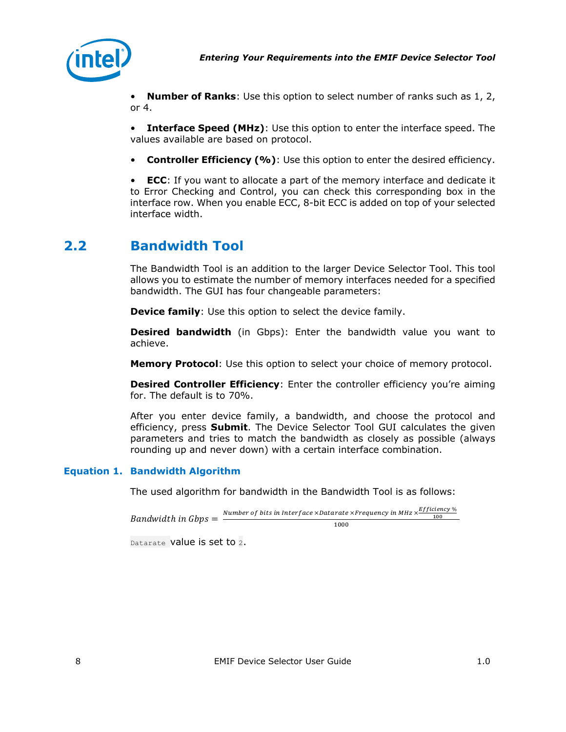- **Number of Ranks**: Use this option to select number of ranks such as 1, 2, or 4.
- **Interface Speed (MHz)**: Use this option to enter the interface speed. The values available are based on protocol.
- **Controller Efficiency (%)**: Use this option to enter the desired efficiency.
- **ECC**: If you want to allocate a part of the memory interface and dedicate it to Error Checking and Control, you can check this corresponding box in the interface row. When you enable ECC, 8-bit ECC is added on top of your selected interface width.

## 2.2 Bandwidth Tool

The Bandwidth Tool is an addition to the larger Device Selector Tool. This tool allows you to estimate the number of memory interfaces needed for a specified bandwidth. The GUI has four changeable parameters:

**Device family**: Use this option to select the device family.

**Desired bandwidth** (in Gbps): Enter the bandwidth value you want to achieve.

**Memory Protocol**: Use this option to select your choice of memory protocol.

**Desired Controller Efficiency**: Enter the controller efficiency you're aiming for. The default is to 70%.

After you enter device family, a bandwidth, and choose the protocol and efficiency, press **Submit**. The Device Selector Tool GUI calculates the given parameters and tries to match the bandwidth as closely as possible (always rounding up and never down) with a certain interface combination.

**Equation 1. Bandwidth Algorithm**

The used algorithm for bandwidth in the Bandwidth Tool is as follows:

$$Bandwidth\ in\ Gbps = \frac{Number\ of\ bits\ in\ Interface \times Datarate \times Frequency\ in\ MHz \times \frac{Efficiency\ \%}{100}}{1000}$$

`Datarate` value is set to `2`.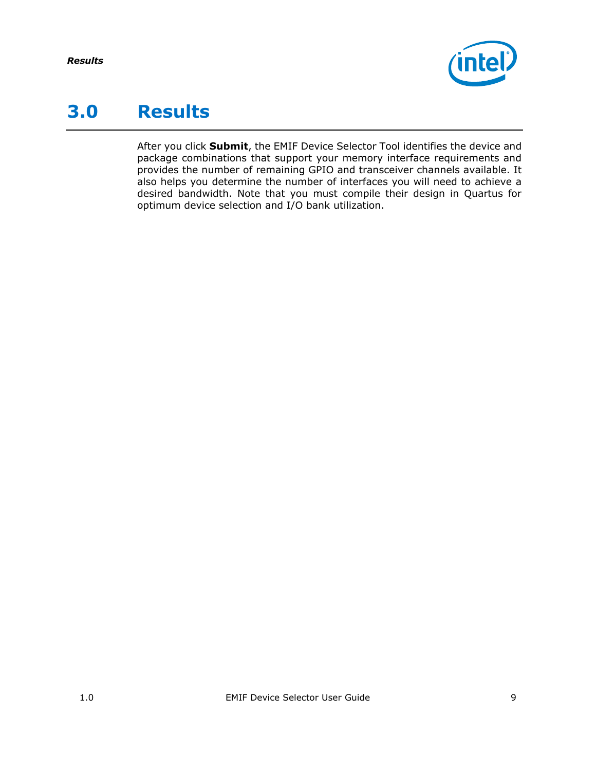# 3.0 Results

After you click **Submit**, the EMIF Device Selector Tool identifies the device and package combinations that support your memory interface requirements and provides the number of remaining GPIO and transceiver channels available. It also helps you determine the number of interfaces you will need to achieve a desired bandwidth. Note that you must compile their design in Quartus for optimum device selection and I/O bank utilization.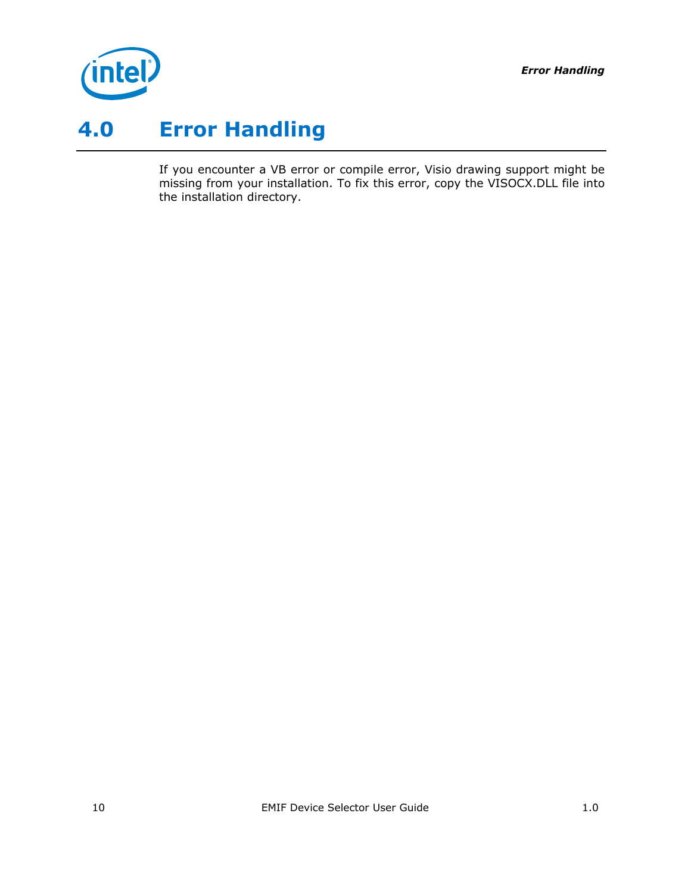# 4.0 Error Handling

If you encounter a VB error or compile error, Visio drawing support might be missing from your installation. To fix this error, copy the VISOCX.DLL file into the installation directory.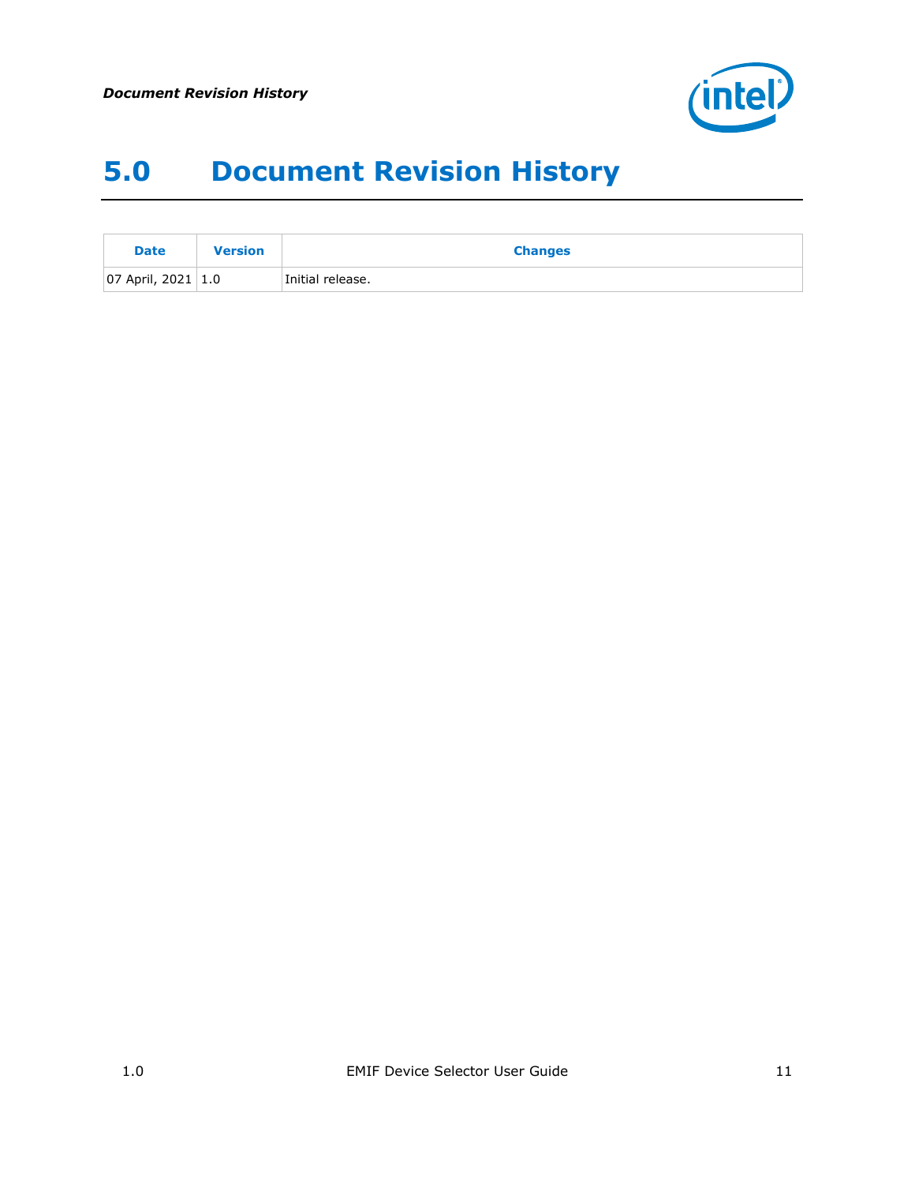# 5.0 Document Revision History

| Date | Version | Changes |
| --- | --- | --- |
| 07 April, 2021 | 1.0 | Initial release. |